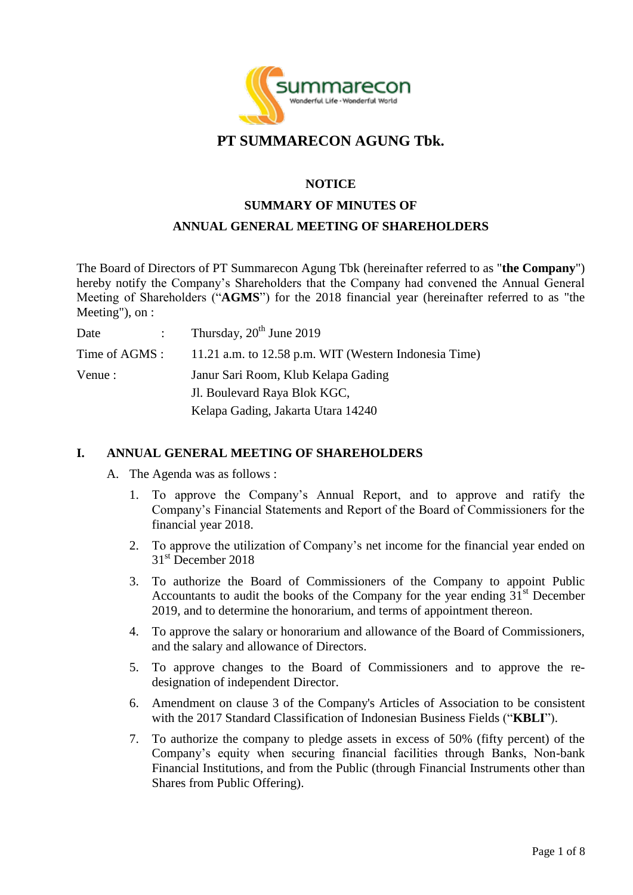# PT SUMMARECON AGUNG Tbk.

## NOTICE

## SUMMARY OF MINUTES OF

## ANNUAL GENERAL MEETING OF SHAREHOLDERS

The Board of Directors of PT Summarecon Agung Tbk (hereinafter referred to as "**the Company**") hereby notify the Company's Shareholders that the Company had convened the Annual General Meeting of Shareholders ("**AGMS**") for the 2018 financial year (hereinafter referred to as "the Meeting"), on :

| | |
|---|---|
| Date : | Thursday, 20th June 2019 |
| Time of AGMS : | 11.21 a.m. to 12.58 p.m. WIT (Western Indonesia Time) |
| Venue : | Janur Sari Room, Klub Kelapa Gading<br>Jl. Boulevard Raya Blok KGC,<br>Kelapa Gading, Jakarta Utara 14240 |

### I. ANNUAL GENERAL MEETING OF SHAREHOLDERS

A. The Agenda was as follows :

1. To approve the Company's Annual Report, and to approve and ratify the Company's Financial Statements and Report of the Board of Commissioners for the financial year 2018.
2. To approve the utilization of Company's net income for the financial year ended on 31st December 2018
3. To authorize the Board of Commissioners of the Company to appoint Public Accountants to audit the books of the Company for the year ending 31st December 2019, and to determine the honorarium, and terms of appointment thereon.
4. To approve the salary or honorarium and allowance of the Board of Commissioners, and the salary and allowance of Directors.
5. To approve changes to the Board of Commissioners and to approve the re-designation of independent Director.
6. Amendment on clause 3 of the Company's Articles of Association to be consistent with the 2017 Standard Classification of Indonesian Business Fields ("**KBLI**").
7. To authorize the company to pledge assets in excess of 50% (fifty percent) of the Company's equity when securing financial facilities through Banks, Non-bank Financial Institutions, and from the Public (through Financial Instruments other than Shares from Public Offering).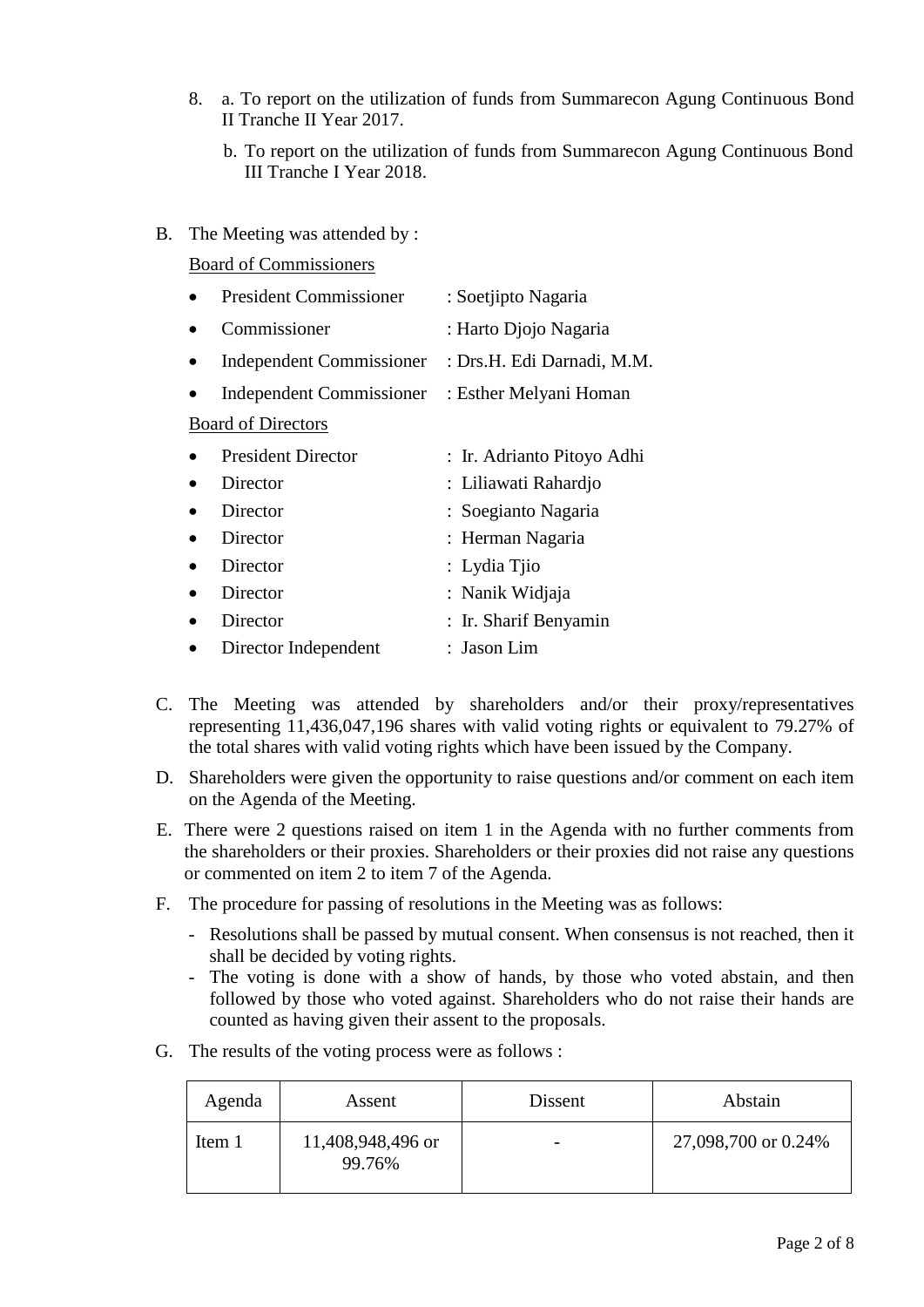8. a. To report on the utilization of funds from Summarecon Agung Continuous Bond II Tranche II Year 2017.

   b. To report on the utilization of funds from Summarecon Agung Continuous Bond III Tranche I Year 2018.

B. The Meeting was attended by :

   Board of Commissioners

   - President Commissioner : Soetjipto Nagaria
   - Commissioner : Harto Djojo Nagaria
   - Independent Commissioner : Drs.H. Edi Darnadi, M.M.
   - Independent Commissioner : Esther Melyani Homan

   Board of Directors

   - President Director : Ir. Adrianto Pitoyo Adhi
   - Director : Liliawati Rahardjo
   - Director : Soegianto Nagaria
   - Director : Herman Nagaria
   - Director : Lydia Tjio
   - Director : Nanik Widjaja
   - Director : Ir. Sharif Benyamin
   - Director Independent : Jason Lim

C. The Meeting was attended by shareholders and/or their proxy/representatives representing 11,436,047,196 shares with valid voting rights or equivalent to 79.27% of the total shares with valid voting rights which have been issued by the Company.

D. Shareholders were given the opportunity to raise questions and/or comment on each item on the Agenda of the Meeting.

E. There were 2 questions raised on item 1 in the Agenda with no further comments from the shareholders or their proxies. Shareholders or their proxies did not raise any questions or commented on item 2 to item 7 of the Agenda.

F. The procedure for passing of resolutions in the Meeting was as follows:

   - Resolutions shall be passed by mutual consent. When consensus is not reached, then it shall be decided by voting rights.
   - The voting is done with a show of hands, by those who voted abstain, and then followed by those who voted against. Shareholders who do not raise their hands are counted as having given their assent to the proposals.

G. The results of the voting process were as follows :

| Agenda | Assent | Dissent | Abstain |
|---|---|---|---|
| Item 1 | 11,408,948,496 or 99.76% | - | 27,098,700 or 0.24% |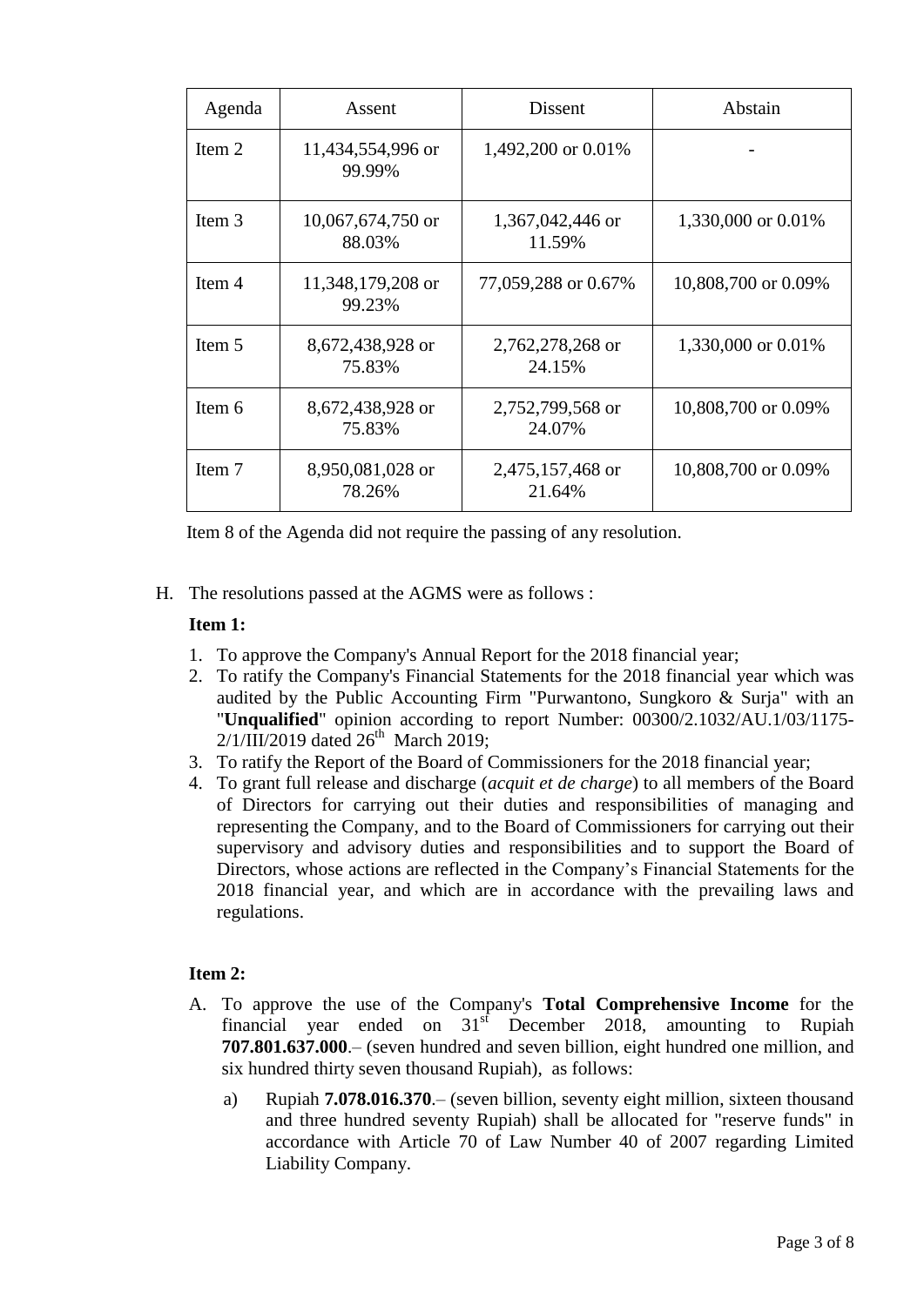| Agenda | Assent | Dissent | Abstain |
|---|---|---|---|
| Item 2 | 11,434,554,996 or 99.99% | 1,492,200 or 0.01% | - |
| Item 3 | 10,067,674,750 or 88.03% | 1,367,042,446 or 11.59% | 1,330,000 or 0.01% |
| Item 4 | 11,348,179,208 or 99.23% | 77,059,288 or 0.67% | 10,808,700 or 0.09% |
| Item 5 | 8,672,438,928 or 75.83% | 2,762,278,268 or 24.15% | 1,330,000 or 0.01% |
| Item 6 | 8,672,438,928 or 75.83% | 2,752,799,568 or 24.07% | 10,808,700 or 0.09% |
| Item 7 | 8,950,081,028 or 78.26% | 2,475,157,468 or 21.64% | 10,808,700 or 0.09% |

Item 8 of the Agenda did not require the passing of any resolution.

H. The resolutions passed at the AGMS were as follows :

**Item 1:**

1. To approve the Company's Annual Report for the 2018 financial year;
2. To ratify the Company's Financial Statements for the 2018 financial year which was audited by the Public Accounting Firm "Purwantono, Sungkoro & Surja" with an "**Unqualified**" opinion according to report Number: 00300/2.1032/AU.1/03/1175-2/1/III/2019 dated 26th March 2019;
3. To ratify the Report of the Board of Commissioners for the 2018 financial year;
4. To grant full release and discharge (*acquit et de charge*) to all members of the Board of Directors for carrying out their duties and responsibilities of managing and representing the Company, and to the Board of Commissioners for carrying out their supervisory and advisory duties and responsibilities and to support the Board of Directors, whose actions are reflected in the Company's Financial Statements for the 2018 financial year, and which are in accordance with the prevailing laws and regulations.

**Item 2:**

A. To approve the use of the Company's **Total Comprehensive Income** for the financial year ended on 31st December 2018, amounting to Rupiah **707.801.637.000**.– (seven hundred and seven billion, eight hundred one million, and six hundred thirty seven thousand Rupiah), as follows:

   a) Rupiah **7.078.016.370**.– (seven billion, seventy eight million, sixteen thousand and three hundred seventy Rupiah) shall be allocated for "reserve funds" in accordance with Article 70 of Law Number 40 of 2007 regarding Limited Liability Company.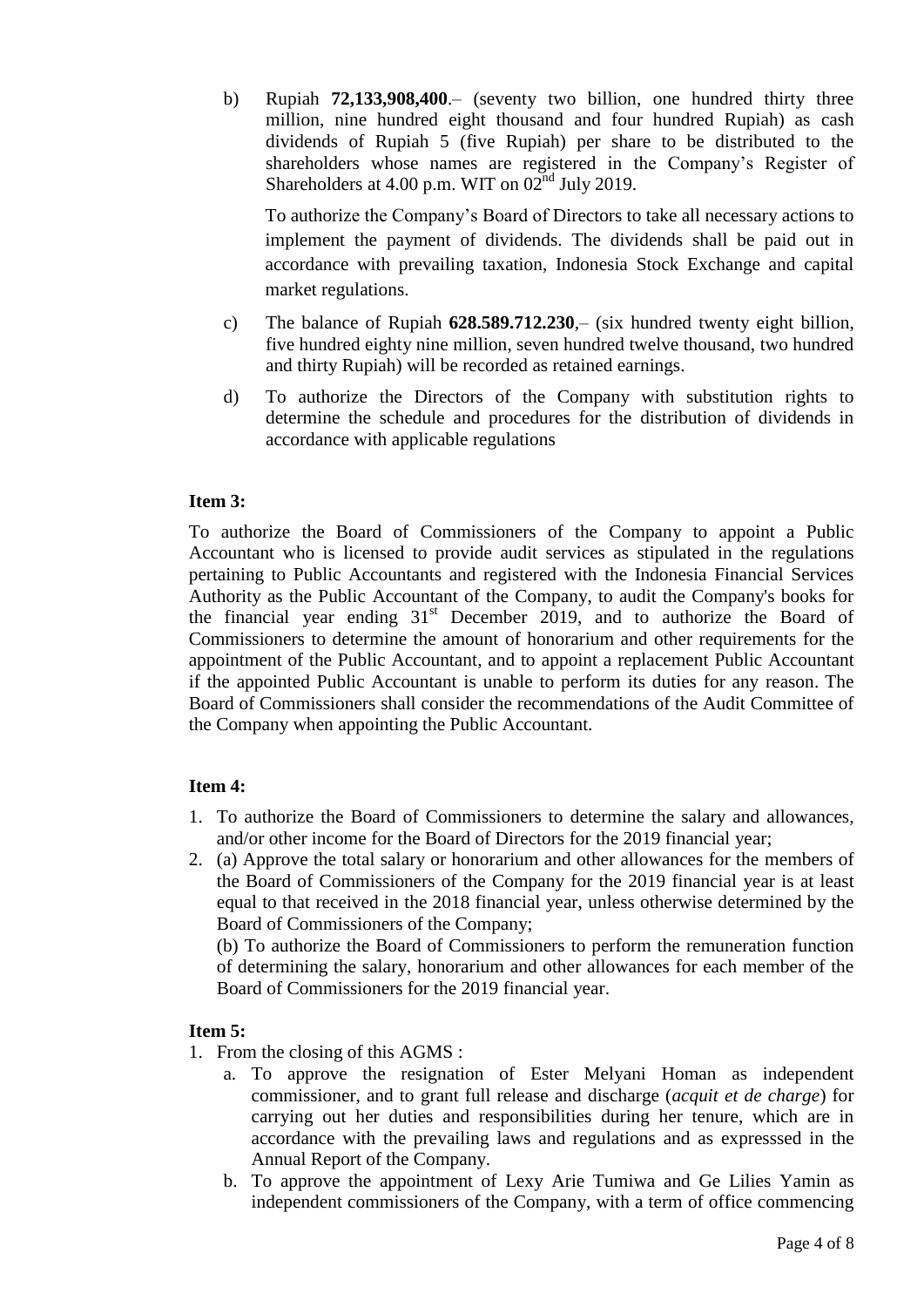b) Rupiah **72,133,908,400**.– (seventy two billion, one hundred thirty three million, nine hundred eight thousand and four hundred Rupiah) as cash dividends of Rupiah 5 (five Rupiah) per share to be distributed to the shareholders whose names are registered in the Company's Register of Shareholders at 4.00 p.m. WIT on 02nd July 2019.

   To authorize the Company's Board of Directors to take all necessary actions to implement the payment of dividends. The dividends shall be paid out in accordance with prevailing taxation, Indonesia Stock Exchange and capital market regulations.

c) The balance of Rupiah **628.589.712.230**,– (six hundred twenty eight billion, five hundred eighty nine million, seven hundred twelve thousand, two hundred and thirty Rupiah) will be recorded as retained earnings.

d) To authorize the Directors of the Company with substitution rights to determine the schedule and procedures for the distribution of dividends in accordance with applicable regulations

**Item 3:**

To authorize the Board of Commissioners of the Company to appoint a Public Accountant who is licensed to provide audit services as stipulated in the regulations pertaining to Public Accountants and registered with the Indonesia Financial Services Authority as the Public Accountant of the Company, to audit the Company's books for the financial year ending 31st December 2019, and to authorize the Board of Commissioners to determine the amount of honorarium and other requirements for the appointment of the Public Accountant, and to appoint a replacement Public Accountant if the appointed Public Accountant is unable to perform its duties for any reason. The Board of Commissioners shall consider the recommendations of the Audit Committee of the Company when appointing the Public Accountant.

**Item 4:**

1. To authorize the Board of Commissioners to determine the salary and allowances, and/or other income for the Board of Directors for the 2019 financial year;
2. (a) Approve the total salary or honorarium and other allowances for the members of the Board of Commissioners of the Company for the 2019 financial year is at least equal to that received in the 2018 financial year, unless otherwise determined by the Board of Commissioners of the Company;

   (b) To authorize the Board of Commissioners to perform the remuneration function of determining the salary, honorarium and other allowances for each member of the Board of Commissioners for the 2019 financial year.

**Item 5:**

1. From the closing of this AGMS :
   a. To approve the resignation of Ester Melyani Homan as independent commissioner, and to grant full release and discharge (*acquit et de charge*) for carrying out her duties and responsibilities during her tenure, which are in accordance with the prevailing laws and regulations and as expresssed in the Annual Report of the Company.
   b. To approve the appointment of Lexy Arie Tumiwa and Ge Lilies Yamin as independent commissioners of the Company, with a term of office commencing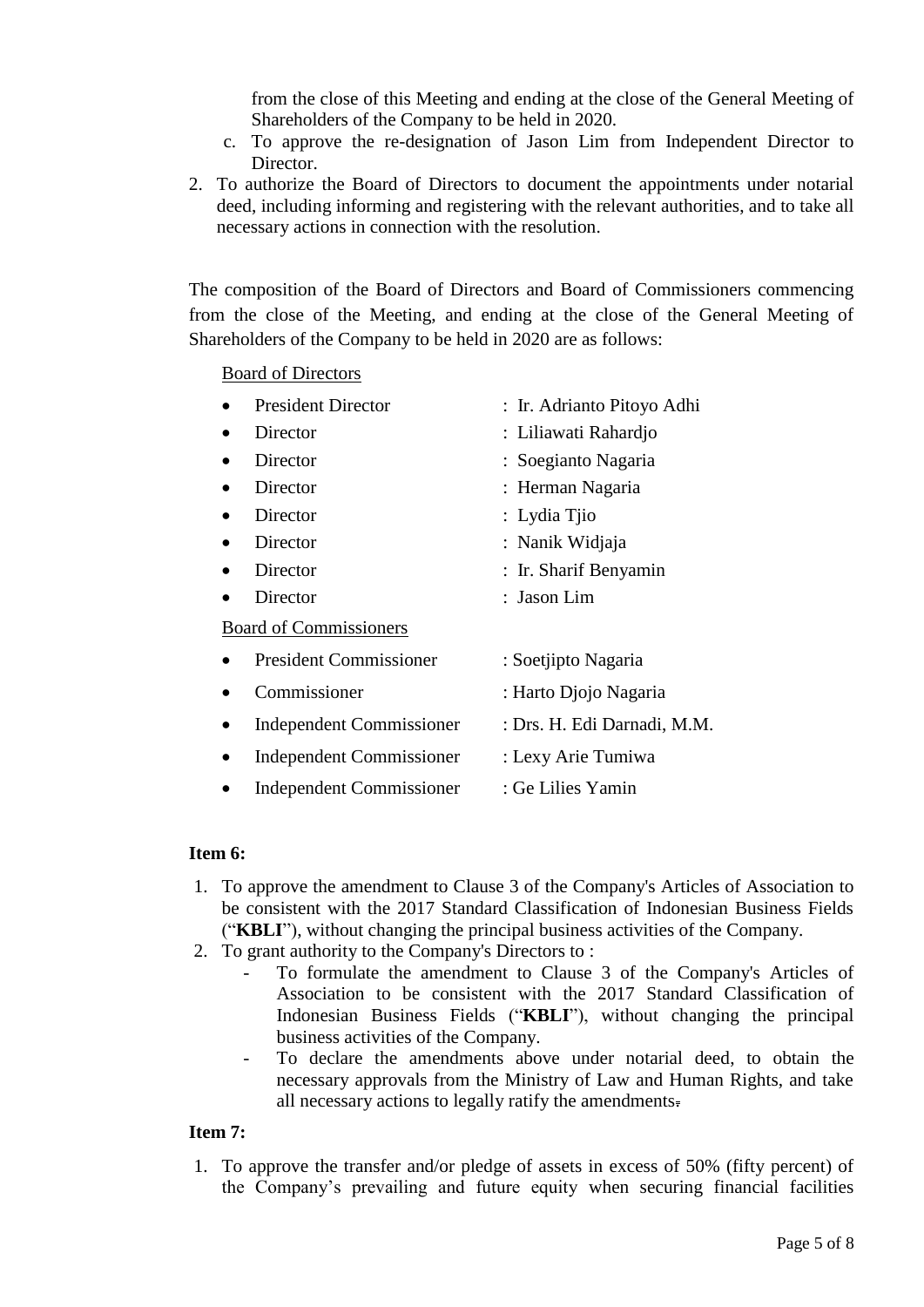from the close of this Meeting and ending at the close of the General Meeting of Shareholders of the Company to be held in 2020.

c. To approve the re-designation of Jason Lim from Independent Director to Director.

2. To authorize the Board of Directors to document the appointments under notarial deed, including informing and registering with the relevant authorities, and to take all necessary actions in connection with the resolution.

The composition of the Board of Directors and Board of Commissioners commencing from the close of the Meeting, and ending at the close of the General Meeting of Shareholders of the Company to be held in 2020 are as follows:

Board of Directors

- President Director : Ir. Adrianto Pitoyo Adhi
- Director : Liliawati Rahardjo
- Director : Soegianto Nagaria
- Director : Herman Nagaria
- Director : Lydia Tjio
- Director : Nanik Widjaja
- Director : Ir. Sharif Benyamin
- Director : Jason Lim

Board of Commissioners

- President Commissioner : Soetjipto Nagaria
- Commissioner : Harto Djojo Nagaria
- Independent Commissioner : Drs. H. Edi Darnadi, M.M.
- Independent Commissioner : Lexy Arie Tumiwa
- Independent Commissioner : Ge Lilies Yamin

**Item 6:**

1. To approve the amendment to Clause 3 of the Company's Articles of Association to be consistent with the 2017 Standard Classification of Indonesian Business Fields ("**KBLI**"), without changing the principal business activities of the Company.
2. To grant authority to the Company's Directors to :
   - To formulate the amendment to Clause 3 of the Company's Articles of Association to be consistent with the 2017 Standard Classification of Indonesian Business Fields ("**KBLI**"), without changing the principal business activities of the Company.
   - To declare the amendments above under notarial deed, to obtain the necessary approvals from the Ministry of Law and Human Rights, and take all necessary actions to legally ratify the amendments.

**Item 7:**

1. To approve the transfer and/or pledge of assets in excess of 50% (fifty percent) of the Company's prevailing and future equity when securing financial facilities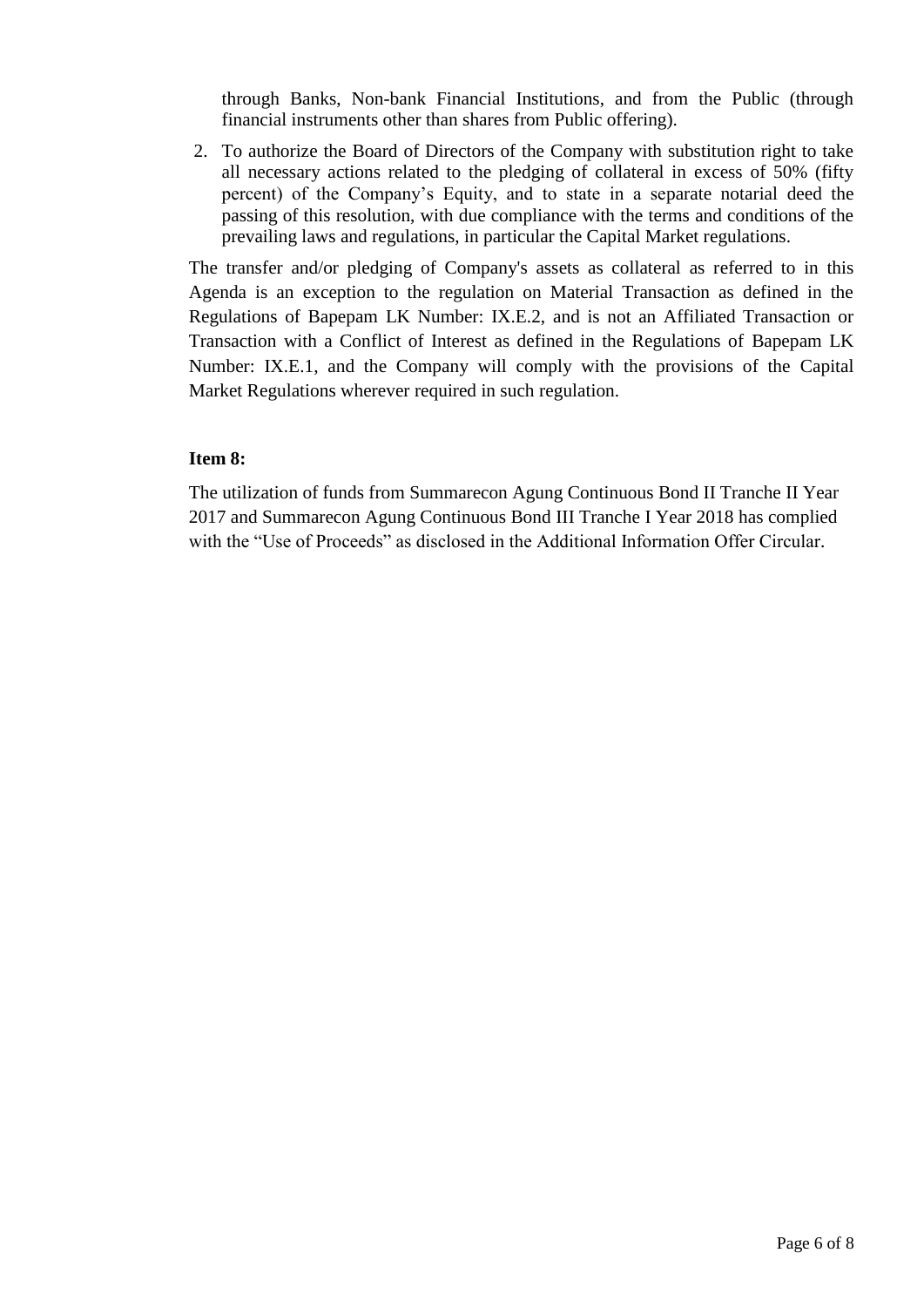through Banks, Non-bank Financial Institutions, and from the Public (through financial instruments other than shares from Public offering).

2. To authorize the Board of Directors of the Company with substitution right to take all necessary actions related to the pledging of collateral in excess of 50% (fifty percent) of the Company's Equity, and to state in a separate notarial deed the passing of this resolution, with due compliance with the terms and conditions of the prevailing laws and regulations, in particular the Capital Market regulations.

The transfer and/or pledging of Company's assets as collateral as referred to in this Agenda is an exception to the regulation on Material Transaction as defined in the Regulations of Bapepam LK Number: IX.E.2, and is not an Affiliated Transaction or Transaction with a Conflict of Interest as defined in the Regulations of Bapepam LK Number: IX.E.1, and the Company will comply with the provisions of the Capital Market Regulations wherever required in such regulation.

**Item 8:**

The utilization of funds from Summarecon Agung Continuous Bond II Tranche II Year 2017 and Summarecon Agung Continuous Bond III Tranche I Year 2018 has complied with the "Use of Proceeds" as disclosed in the Additional Information Offer Circular.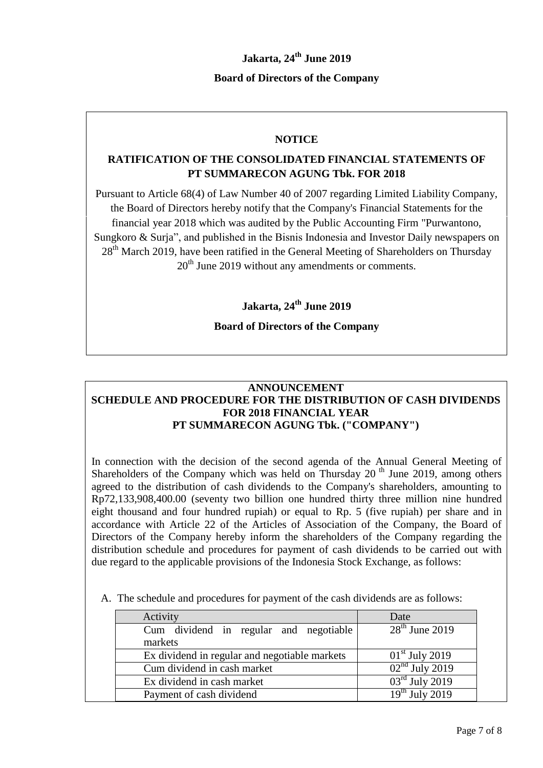**Jakarta, 24th June 2019**

**Board of Directors of the Company**

**NOTICE**

**RATIFICATION OF THE CONSOLIDATED FINANCIAL STATEMENTS OF PT SUMMARECON AGUNG Tbk. FOR 2018**

Pursuant to Article 68(4) of Law Number 40 of 2007 regarding Limited Liability Company, the Board of Directors hereby notify that the Company's Financial Statements for the financial year 2018 which was audited by the Public Accounting Firm "Purwantono, Sungkoro & Surja", and published in the Bisnis Indonesia and Investor Daily newspapers on 28th March 2019, have been ratified in the General Meeting of Shareholders on Thursday 20th June 2019 without any amendments or comments.

**Jakarta, 24th June 2019**

**Board of Directors of the Company**

**ANNOUNCEMENT**
**SCHEDULE AND PROCEDURE FOR THE DISTRIBUTION OF CASH DIVIDENDS FOR 2018 FINANCIAL YEAR**
**PT SUMMARECON AGUNG Tbk. ("COMPANY")**

In connection with the decision of the second agenda of the Annual General Meeting of Shareholders of the Company which was held on Thursday 20th June 2019, among others agreed to the distribution of cash dividends to the Company's shareholders, amounting to Rp72,133,908,400.00 (seventy two billion one hundred thirty three million nine hundred eight thousand and four hundred rupiah) or equal to Rp. 5 (five rupiah) per share and in accordance with Article 22 of the Articles of Association of the Company, the Board of Directors of the Company hereby inform the shareholders of the Company regarding the distribution schedule and procedures for payment of cash dividends to be carried out with due regard to the applicable provisions of the Indonesia Stock Exchange, as follows:

A. The schedule and procedures for payment of the cash dividends are as follows:

| Activity | Date |
|---|---|
| Cum dividend in regular and negotiable markets | 28th June 2019 |
| Ex dividend in regular and negotiable markets | 01st July 2019 |
| Cum dividend in cash market | 02nd July 2019 |
| Ex dividend in cash market | 03rd July 2019 |
| Payment of cash dividend | 19th July 2019 |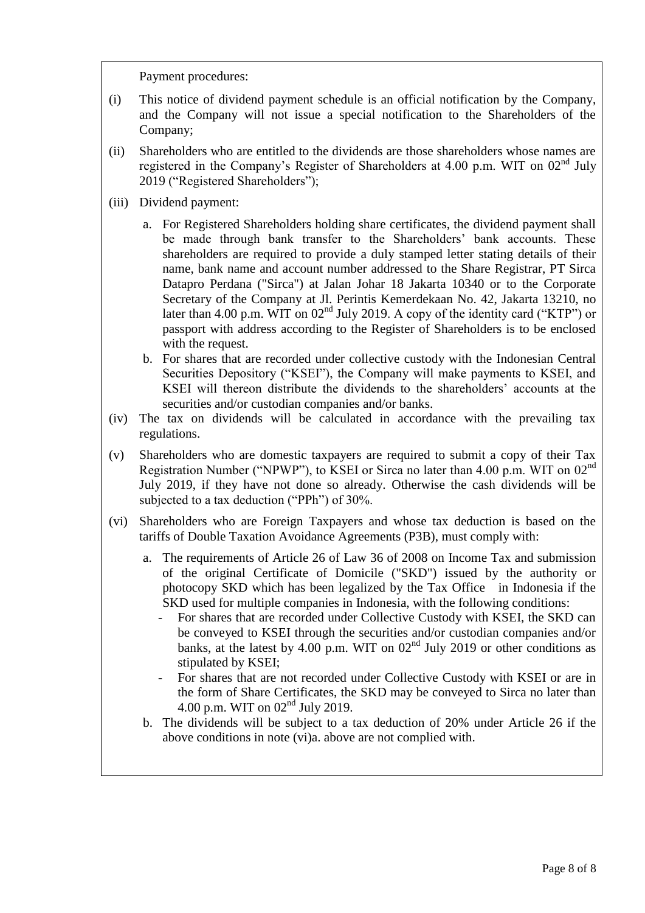Payment procedures:

(i) This notice of dividend payment schedule is an official notification by the Company, and the Company will not issue a special notification to the Shareholders of the Company;

(ii) Shareholders who are entitled to the dividends are those shareholders whose names are registered in the Company's Register of Shareholders at 4.00 p.m. WIT on 02nd July 2019 ("Registered Shareholders");

(iii) Dividend payment:

  a. For Registered Shareholders holding share certificates, the dividend payment shall be made through bank transfer to the Shareholders' bank accounts. These shareholders are required to provide a duly stamped letter stating details of their name, bank name and account number addressed to the Share Registrar, PT Sirca Datapro Perdana ("Sirca") at Jalan Johar 18 Jakarta 10340 or to the Corporate Secretary of the Company at Jl. Perintis Kemerdekaan No. 42, Jakarta 13210, no later than 4.00 p.m. WIT on 02nd July 2019. A copy of the identity card ("KTP") or passport with address according to the Register of Shareholders is to be enclosed with the request.
  b. For shares that are recorded under collective custody with the Indonesian Central Securities Depository ("KSEI"), the Company will make payments to KSEI, and KSEI will thereon distribute the dividends to the shareholders' accounts at the securities and/or custodian companies and/or banks.

(iv) The tax on dividends will be calculated in accordance with the prevailing tax regulations.

(v) Shareholders who are domestic taxpayers are required to submit a copy of their Tax Registration Number ("NPWP"), to KSEI or Sirca no later than 4.00 p.m. WIT on 02nd July 2019, if they have not done so already. Otherwise the cash dividends will be subjected to a tax deduction ("PPh") of 30%.

(vi) Shareholders who are Foreign Taxpayers and whose tax deduction is based on the tariffs of Double Taxation Avoidance Agreements (P3B), must comply with:

  a. The requirements of Article 26 of Law 36 of 2008 on Income Tax and submission of the original Certificate of Domicile ("SKD") issued by the authority or photocopy SKD which has been legalized by the Tax Office in Indonesia if the SKD used for multiple companies in Indonesia, with the following conditions:
     - For shares that are recorded under Collective Custody with KSEI, the SKD can be conveyed to KSEI through the securities and/or custodian companies and/or banks, at the latest by 4.00 p.m. WIT on 02nd July 2019 or other conditions as stipulated by KSEI;
     - For shares that are not recorded under Collective Custody with KSEI or are in the form of Share Certificates, the SKD may be conveyed to Sirca no later than 4.00 p.m. WIT on 02nd July 2019.
  b. The dividends will be subject to a tax deduction of 20% under Article 26 if the above conditions in note (vi)a. above are not complied with.